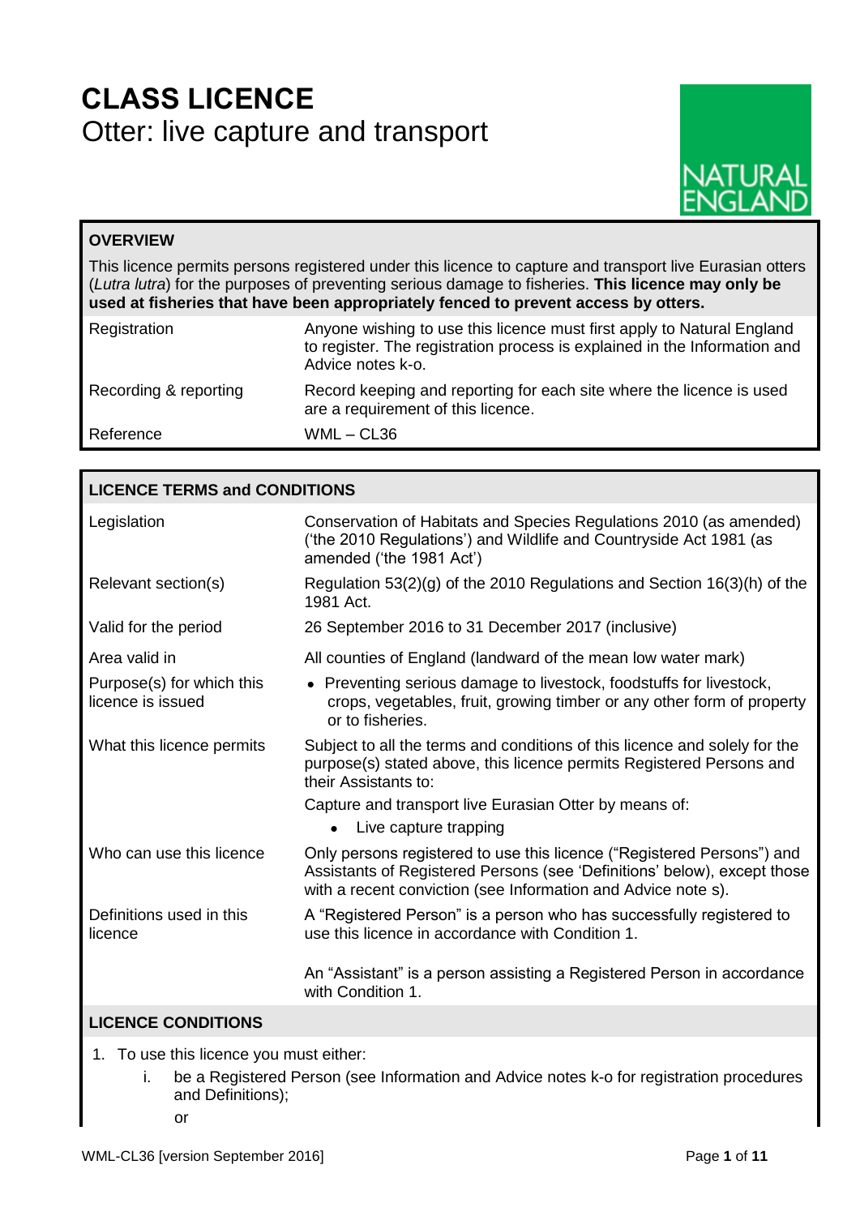# CLASS LICENCE

## Otter: live capture and transport

NATURAL ENGLAND

| **OVERVIEW** | |
|---|---|
| This licence permits persons registered under this licence to capture and transport live Eurasian otters (*Lutra lutra*) for the purposes of preventing serious damage to fisheries. **This licence may only be used at fisheries that have been appropriately fenced to prevent access by otters.** | |
| Registration | Anyone wishing to use this licence must first apply to Natural England to register. The registration process is explained in the Information and Advice notes k-o. |
| Recording & reporting | Record keeping and reporting for each site where the licence is used are a requirement of this licence. |
| Reference | WML – CL36 |

| **LICENCE TERMS and CONDITIONS** | |
|---|---|
| Legislation | Conservation of Habitats and Species Regulations 2010 (as amended) ('the 2010 Regulations') and Wildlife and Countryside Act 1981 (as amended ('the 1981 Act') |
| Relevant section(s) | Regulation 53(2)(g) of the 2010 Regulations and Section 16(3)(h) of the 1981 Act. |
| Valid for the period | 26 September 2016 to 31 December 2017 (inclusive) |
| Area valid in | All counties of England (landward of the mean low water mark) |
| Purpose(s) for which this licence is issued | • Preventing serious damage to livestock, foodstuffs for livestock, crops, vegetables, fruit, growing timber or any other form of property or to fisheries. |
| What this licence permits | Subject to all the terms and conditions of this licence and solely for the purpose(s) stated above, this licence permits Registered Persons and their Assistants to: <br><br> Capture and transport live Eurasian Otter by means of: <br> • Live capture trapping |
| Who can use this licence | Only persons registered to use this licence ("Registered Persons") and Assistants of Registered Persons (see 'Definitions' below), except those with a recent conviction (see Information and Advice note s). |
| Definitions used in this licence | A "Registered Person" is a person who has successfully registered to use this licence in accordance with Condition 1. <br><br> An "Assistant" is a person assisting a Registered Person in accordance with Condition 1. |

### LICENCE CONDITIONS

1. To use this licence you must either:
   i. be a Registered Person (see Information and Advice notes k-o for registration procedures and Definitions);

   or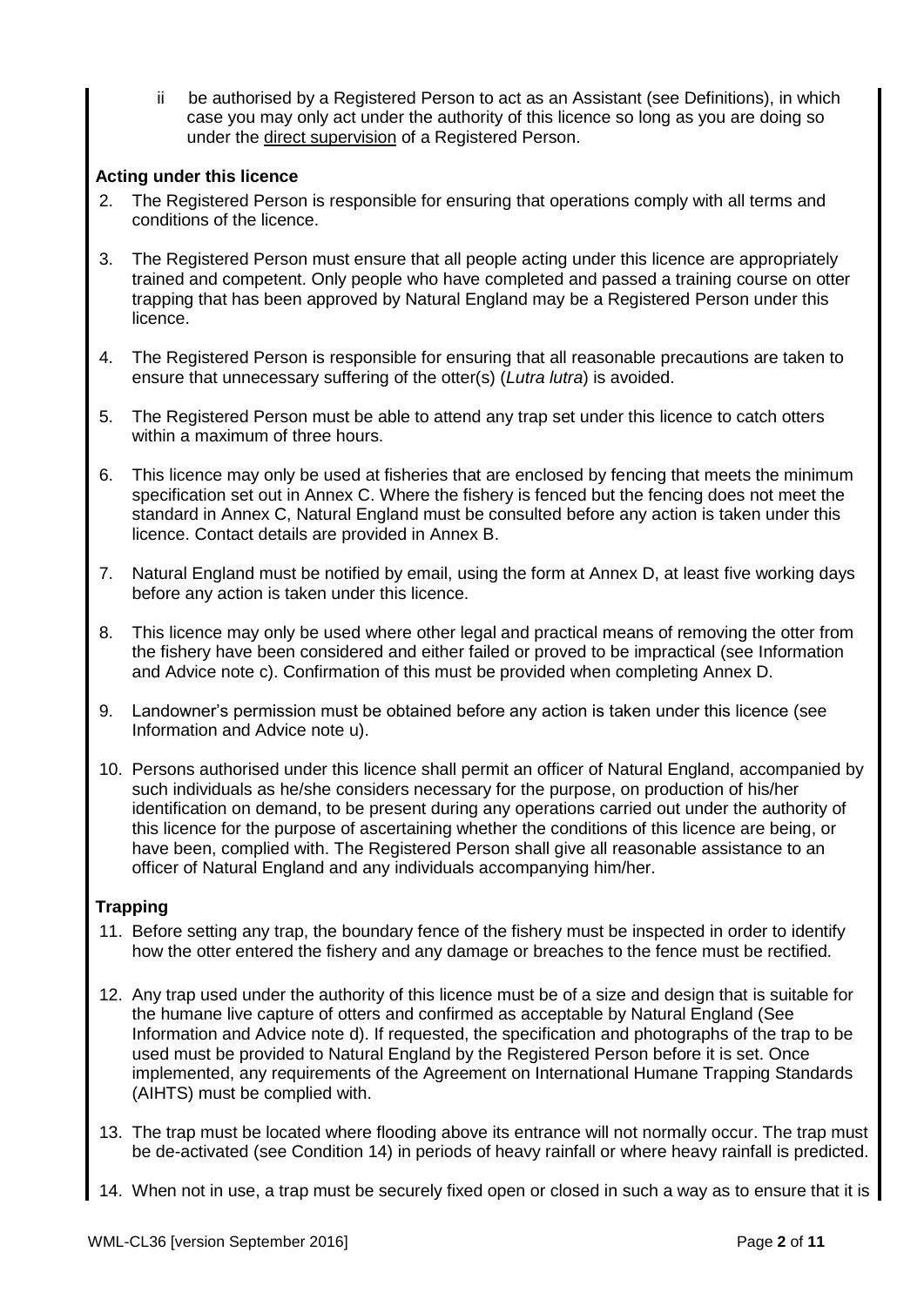ii be authorised by a Registered Person to act as an Assistant (see Definitions), in which case you may only act under the authority of this licence so long as you are doing so under the direct supervision of a Registered Person.

**Acting under this licence**

2. The Registered Person is responsible for ensuring that operations comply with all terms and conditions of the licence.

3. The Registered Person must ensure that all people acting under this licence are appropriately trained and competent. Only people who have completed and passed a training course on otter trapping that has been approved by Natural England may be a Registered Person under this licence.

4. The Registered Person is responsible for ensuring that all reasonable precautions are taken to ensure that unnecessary suffering of the otter(s) (*Lutra lutra*) is avoided.

5. The Registered Person must be able to attend any trap set under this licence to catch otters within a maximum of three hours.

6. This licence may only be used at fisheries that are enclosed by fencing that meets the minimum specification set out in Annex C. Where the fishery is fenced but the fencing does not meet the standard in Annex C, Natural England must be consulted before any action is taken under this licence. Contact details are provided in Annex B.

7. Natural England must be notified by email, using the form at Annex D, at least five working days before any action is taken under this licence.

8. This licence may only be used where other legal and practical means of removing the otter from the fishery have been considered and either failed or proved to be impractical (see Information and Advice note c). Confirmation of this must be provided when completing Annex D.

9. Landowner's permission must be obtained before any action is taken under this licence (see Information and Advice note u).

10. Persons authorised under this licence shall permit an officer of Natural England, accompanied by such individuals as he/she considers necessary for the purpose, on production of his/her identification on demand, to be present during any operations carried out under the authority of this licence for the purpose of ascertaining whether the conditions of this licence are being, or have been, complied with. The Registered Person shall give all reasonable assistance to an officer of Natural England and any individuals accompanying him/her.

**Trapping**

11. Before setting any trap, the boundary fence of the fishery must be inspected in order to identify how the otter entered the fishery and any damage or breaches to the fence must be rectified.

12. Any trap used under the authority of this licence must be of a size and design that is suitable for the humane live capture of otters and confirmed as acceptable by Natural England (See Information and Advice note d). If requested, the specification and photographs of the trap to be used must be provided to Natural England by the Registered Person before it is set. Once implemented, any requirements of the Agreement on International Humane Trapping Standards (AIHTS) must be complied with.

13. The trap must be located where flooding above its entrance will not normally occur. The trap must be de-activated (see Condition 14) in periods of heavy rainfall or where heavy rainfall is predicted.

14. When not in use, a trap must be securely fixed open or closed in such a way as to ensure that it is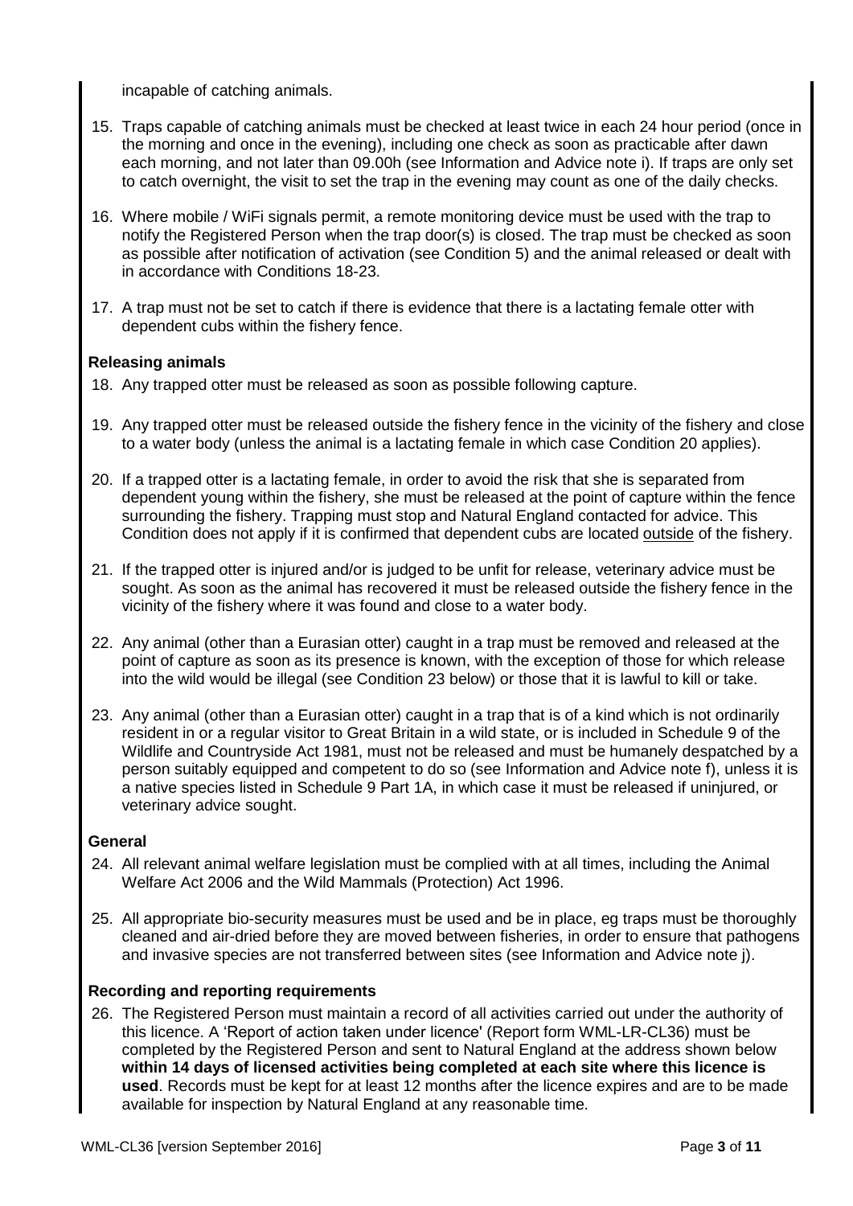incapable of catching animals.

15. Traps capable of catching animals must be checked at least twice in each 24 hour period (once in the morning and once in the evening), including one check as soon as practicable after dawn each morning, and not later than 09.00h (see Information and Advice note i). If traps are only set to catch overnight, the visit to set the trap in the evening may count as one of the daily checks.

16. Where mobile / WiFi signals permit, a remote monitoring device must be used with the trap to notify the Registered Person when the trap door(s) is closed. The trap must be checked as soon as possible after notification of activation (see Condition 5) and the animal released or dealt with in accordance with Conditions 18-23.

17. A trap must not be set to catch if there is evidence that there is a lactating female otter with dependent cubs within the fishery fence.

**Releasing animals**

18. Any trapped otter must be released as soon as possible following capture.

19. Any trapped otter must be released outside the fishery fence in the vicinity of the fishery and close to a water body (unless the animal is a lactating female in which case Condition 20 applies).

20. If a trapped otter is a lactating female, in order to avoid the risk that she is separated from dependent young within the fishery, she must be released at the point of capture within the fence surrounding the fishery. Trapping must stop and Natural England contacted for advice. This Condition does not apply if it is confirmed that dependent cubs are located outside of the fishery.

21. If the trapped otter is injured and/or is judged to be unfit for release, veterinary advice must be sought. As soon as the animal has recovered it must be released outside the fishery fence in the vicinity of the fishery where it was found and close to a water body.

22. Any animal (other than a Eurasian otter) caught in a trap must be removed and released at the point of capture as soon as its presence is known, with the exception of those for which release into the wild would be illegal (see Condition 23 below) or those that it is lawful to kill or take.

23. Any animal (other than a Eurasian otter) caught in a trap that is of a kind which is not ordinarily resident in or a regular visitor to Great Britain in a wild state, or is included in Schedule 9 of the Wildlife and Countryside Act 1981, must not be released and must be humanely despatched by a person suitably equipped and competent to do so (see Information and Advice note f), unless it is a native species listed in Schedule 9 Part 1A, in which case it must be released if uninjured, or veterinary advice sought.

**General**

24. All relevant animal welfare legislation must be complied with at all times, including the Animal Welfare Act 2006 and the Wild Mammals (Protection) Act 1996.

25. All appropriate bio-security measures must be used and be in place, eg traps must be thoroughly cleaned and air-dried before they are moved between fisheries, in order to ensure that pathogens and invasive species are not transferred between sites (see Information and Advice note j).

**Recording and reporting requirements**

26. The Registered Person must maintain a record of all activities carried out under the authority of this licence. A 'Report of action taken under licence' (Report form WML-LR-CL36) must be completed by the Registered Person and sent to Natural England at the address shown below **within 14 days of licensed activities being completed at each site where this licence is used**. Records must be kept for at least 12 months after the licence expires and are to be made available for inspection by Natural England at any reasonable time.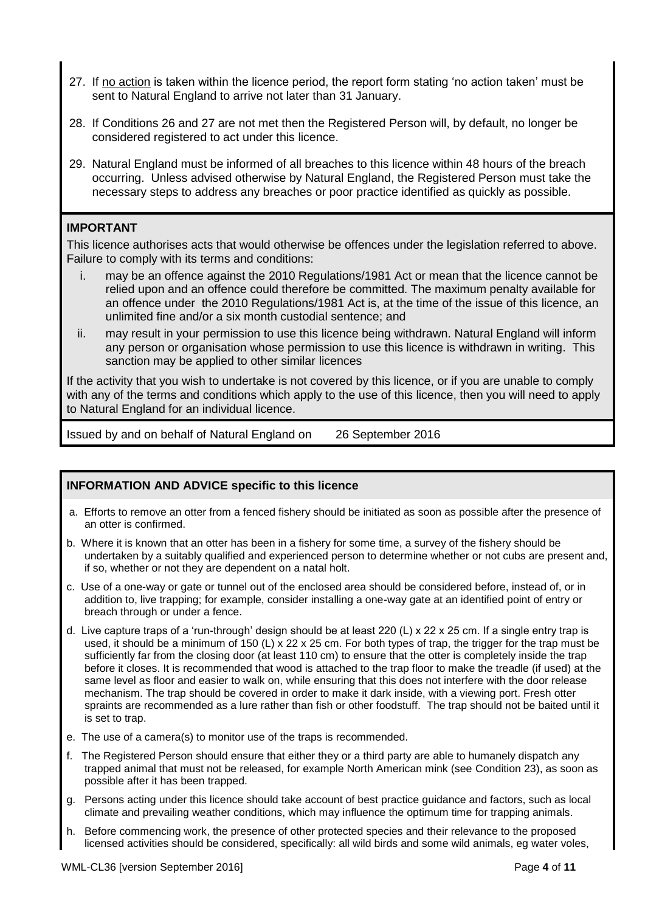27. If <u>no action</u> is taken within the licence period, the report form stating 'no action taken' must be sent to Natural England to arrive not later than 31 January.

28. If Conditions 26 and 27 are not met then the Registered Person will, by default, no longer be considered registered to act under this licence.

29. Natural England must be informed of all breaches to this licence within 48 hours of the breach occurring. Unless advised otherwise by Natural England, the Registered Person must take the necessary steps to address any breaches or poor practice identified as quickly as possible.

**IMPORTANT**

This licence authorises acts that would otherwise be offences under the legislation referred to above. Failure to comply with its terms and conditions:

i. may be an offence against the 2010 Regulations/1981 Act or mean that the licence cannot be relied upon and an offence could therefore be committed. The maximum penalty available for an offence under the 2010 Regulations/1981 Act is, at the time of the issue of this licence, an unlimited fine and/or a six month custodial sentence; and

ii. may result in your permission to use this licence being withdrawn. Natural England will inform any person or organisation whose permission to use this licence is withdrawn in writing. This sanction may be applied to other similar licences

If the activity that you wish to undertake is not covered by this licence, or if you are unable to comply with any of the terms and conditions which apply to the use of this licence, then you will need to apply to Natural England for an individual licence.

Issued by and on behalf of Natural England on 26 September 2016

**INFORMATION AND ADVICE specific to this licence**

a. Efforts to remove an otter from a fenced fishery should be initiated as soon as possible after the presence of an otter is confirmed.

b. Where it is known that an otter has been in a fishery for some time, a survey of the fishery should be undertaken by a suitably qualified and experienced person to determine whether or not cubs are present and, if so, whether or not they are dependent on a natal holt.

c. Use of a one-way or gate or tunnel out of the enclosed area should be considered before, instead of, or in addition to, live trapping; for example, consider installing a one-way gate at an identified point of entry or breach through or under a fence.

d. Live capture traps of a 'run-through' design should be at least 220 (L) x 22 x 25 cm. If a single entry trap is used, it should be a minimum of 150 (L) x 22 x 25 cm. For both types of trap, the trigger for the trap must be sufficiently far from the closing door (at least 110 cm) to ensure that the otter is completely inside the trap before it closes. It is recommended that wood is attached to the trap floor to make the treadle (if used) at the same level as floor and easier to walk on, while ensuring that this does not interfere with the door release mechanism. The trap should be covered in order to make it dark inside, with a viewing port. Fresh otter spraints are recommended as a lure rather than fish or other foodstuff. The trap should not be baited until it is set to trap.

e. The use of a camera(s) to monitor use of the traps is recommended.

f. The Registered Person should ensure that either they or a third party are able to humanely dispatch any trapped animal that must not be released, for example North American mink (see Condition 23), as soon as possible after it has been trapped.

g. Persons acting under this licence should take account of best practice guidance and factors, such as local climate and prevailing weather conditions, which may influence the optimum time for trapping animals.

h. Before commencing work, the presence of other protected species and their relevance to the proposed licensed activities should be considered, specifically: all wild birds and some wild animals, eg water voles,

WML-CL36 [version September 2016]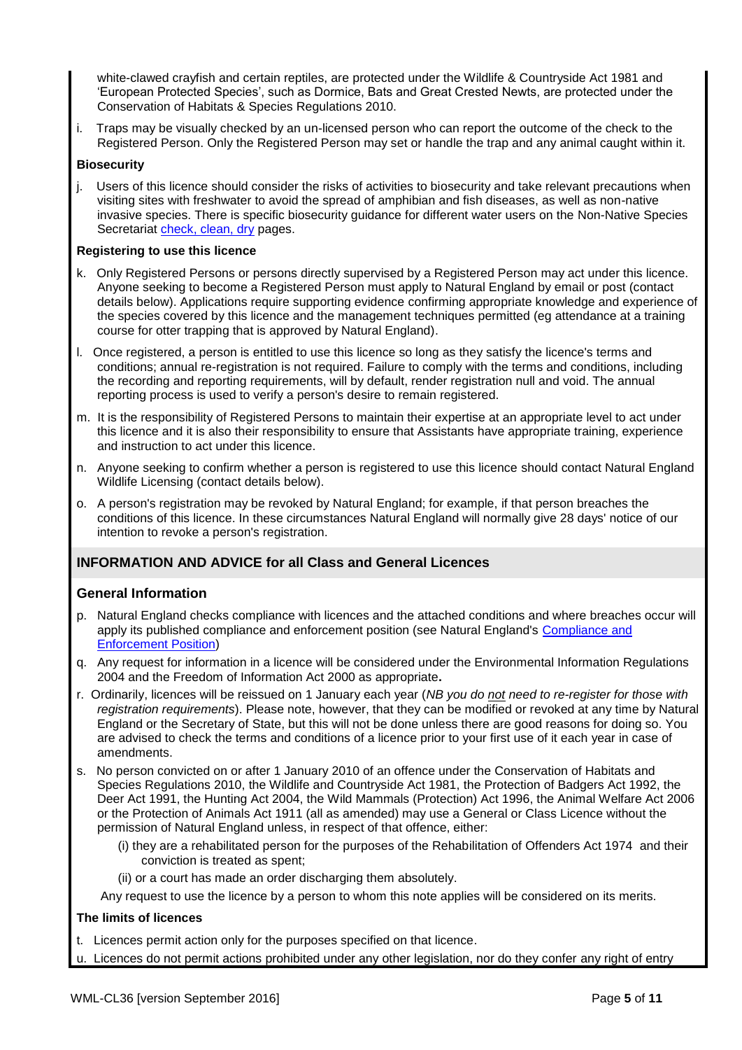white-clawed crayfish and certain reptiles, are protected under the Wildlife & Countryside Act 1981 and 'European Protected Species', such as Dormice, Bats and Great Crested Newts, are protected under the Conservation of Habitats & Species Regulations 2010.

i. Traps may be visually checked by an un-licensed person who can report the outcome of the check to the Registered Person. Only the Registered Person may set or handle the trap and any animal caught within it.

**Biosecurity**

j. Users of this licence should consider the risks of activities to biosecurity and take relevant precautions when visiting sites with freshwater to avoid the spread of amphibian and fish diseases, as well as non-native invasive species. There is specific biosecurity guidance for different water users on the Non-Native Species Secretariat check, clean, dry pages.

**Registering to use this licence**

k. Only Registered Persons or persons directly supervised by a Registered Person may act under this licence. Anyone seeking to become a Registered Person must apply to Natural England by email or post (contact details below). Applications require supporting evidence confirming appropriate knowledge and experience of the species covered by this licence and the management techniques permitted (eg attendance at a training course for otter trapping that is approved by Natural England).

l. Once registered, a person is entitled to use this licence so long as they satisfy the licence's terms and conditions; annual re-registration is not required. Failure to comply with the terms and conditions, including the recording and reporting requirements, will by default, render registration null and void. The annual reporting process is used to verify a person's desire to remain registered.

m. It is the responsibility of Registered Persons to maintain their expertise at an appropriate level to act under this licence and it is also their responsibility to ensure that Assistants have appropriate training, experience and instruction to act under this licence.

n. Anyone seeking to confirm whether a person is registered to use this licence should contact Natural England Wildlife Licensing (contact details below).

o. A person's registration may be revoked by Natural England; for example, if that person breaches the conditions of this licence. In these circumstances Natural England will normally give 28 days' notice of our intention to revoke a person's registration.

## INFORMATION AND ADVICE for all Class and General Licences

### General Information

p. Natural England checks compliance with licences and the attached conditions and where breaches occur will apply its published compliance and enforcement position (see Natural England's Compliance and Enforcement Position)

q. Any request for information in a licence will be considered under the Environmental Information Regulations 2004 and the Freedom of Information Act 2000 as appropriate**.**

r. Ordinarily, licences will be reissued on 1 January each year (*NB you do not need to re-register for those with registration requirements*). Please note, however, that they can be modified or revoked at any time by Natural England or the Secretary of State, but this will not be done unless there are good reasons for doing so. You are advised to check the terms and conditions of a licence prior to your first use of it each year in case of amendments.

s. No person convicted on or after 1 January 2010 of an offence under the Conservation of Habitats and Species Regulations 2010, the Wildlife and Countryside Act 1981, the Protection of Badgers Act 1992, the Deer Act 1991, the Hunting Act 2004, the Wild Mammals (Protection) Act 1996, the Animal Welfare Act 2006 or the Protection of Animals Act 1911 (all as amended) may use a General or Class Licence without the permission of Natural England unless, in respect of that offence, either:

   (i) they are a rehabilitated person for the purposes of the Rehabilitation of Offenders Act 1974 and their conviction is treated as spent;

   (ii) or a court has made an order discharging them absolutely.

   Any request to use the licence by a person to whom this note applies will be considered on its merits.

**The limits of licences**

t. Licences permit action only for the purposes specified on that licence.

u. Licences do not permit actions prohibited under any other legislation, nor do they confer any right of entry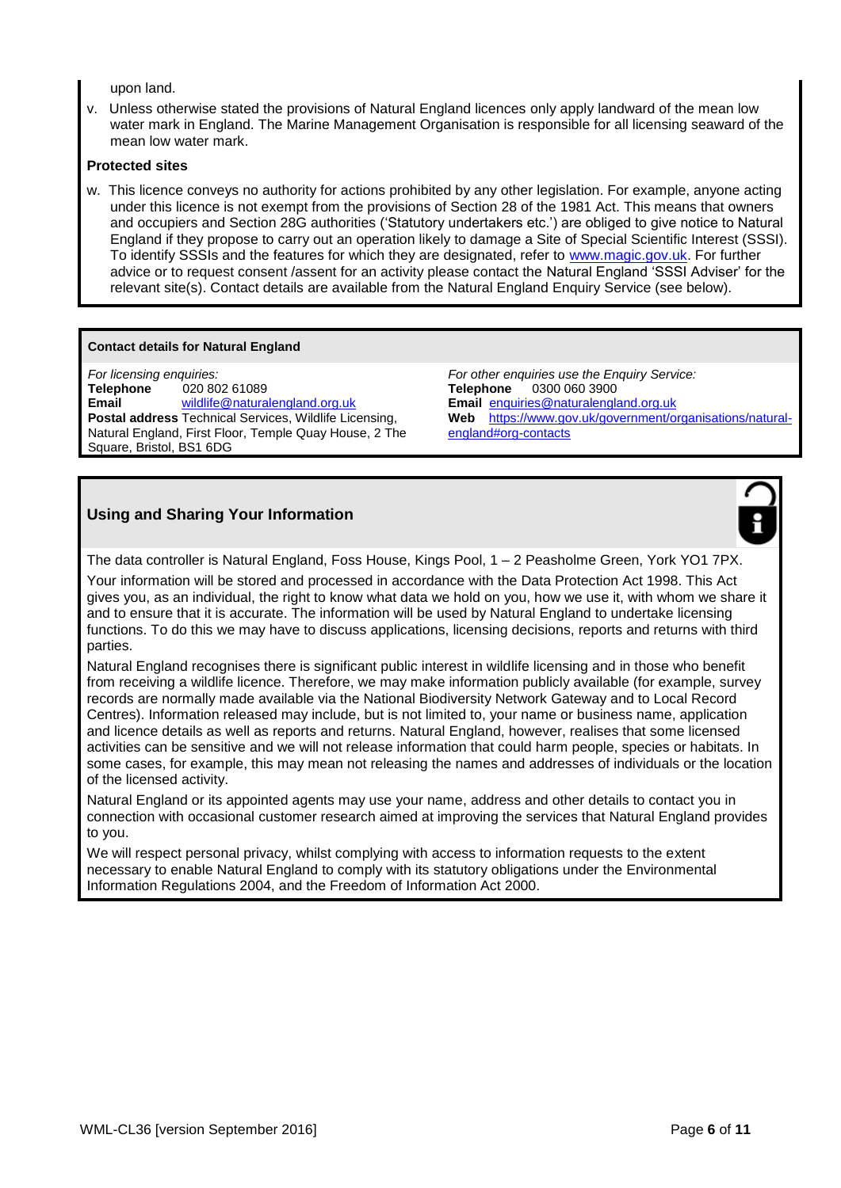upon land.

v. Unless otherwise stated the provisions of Natural England licences only apply landward of the mean low water mark in England. The Marine Management Organisation is responsible for all licensing seaward of the mean low water mark.

**Protected sites**

w. This licence conveys no authority for actions prohibited by any other legislation. For example, anyone acting under this licence is not exempt from the provisions of Section 28 of the 1981 Act. This means that owners and occupiers and Section 28G authorities ('Statutory undertakers etc.') are obliged to give notice to Natural England if they propose to carry out an operation likely to damage a Site of Special Scientific Interest (SSSI). To identify SSSIs and the features for which they are designated, refer to www.magic.gov.uk. For further advice or to request consent /assent for an activity please contact the Natural England 'SSSI Adviser' for the relevant site(s). Contact details are available from the Natural England Enquiry Service (see below).

**Contact details for Natural England**

*For licensing enquiries:*
**Telephone** 020 802 61089
**Email** wildlife@naturalengland.org.uk
**Postal address** Technical Services, Wildlife Licensing, Natural England, First Floor, Temple Quay House, 2 The Square, Bristol, BS1 6DG

*For other enquiries use the Enquiry Service:*
**Telephone** 0300 060 3900
**Email** enquiries@naturalengland.org.uk
**Web** https://www.gov.uk/government/organisations/natural-england#org-contacts

## Using and Sharing Your Information

The data controller is Natural England, Foss House, Kings Pool, 1 – 2 Peasholme Green, York YO1 7PX.

Your information will be stored and processed in accordance with the Data Protection Act 1998. This Act gives you, as an individual, the right to know what data we hold on you, how we use it, with whom we share it and to ensure that it is accurate. The information will be used by Natural England to undertake licensing functions. To do this we may have to discuss applications, licensing decisions, reports and returns with third parties.

Natural England recognises there is significant public interest in wildlife licensing and in those who benefit from receiving a wildlife licence. Therefore, we may make information publicly available (for example, survey records are normally made available via the National Biodiversity Network Gateway and to Local Record Centres). Information released may include, but is not limited to, your name or business name, application and licence details as well as reports and returns. Natural England, however, realises that some licensed activities can be sensitive and we will not release information that could harm people, species or habitats. In some cases, for example, this may mean not releasing the names and addresses of individuals or the location of the licensed activity.

Natural England or its appointed agents may use your name, address and other details to contact you in connection with occasional customer research aimed at improving the services that Natural England provides to you.

We will respect personal privacy, whilst complying with access to information requests to the extent necessary to enable Natural England to comply with its statutory obligations under the Environmental Information Regulations 2004, and the Freedom of Information Act 2000.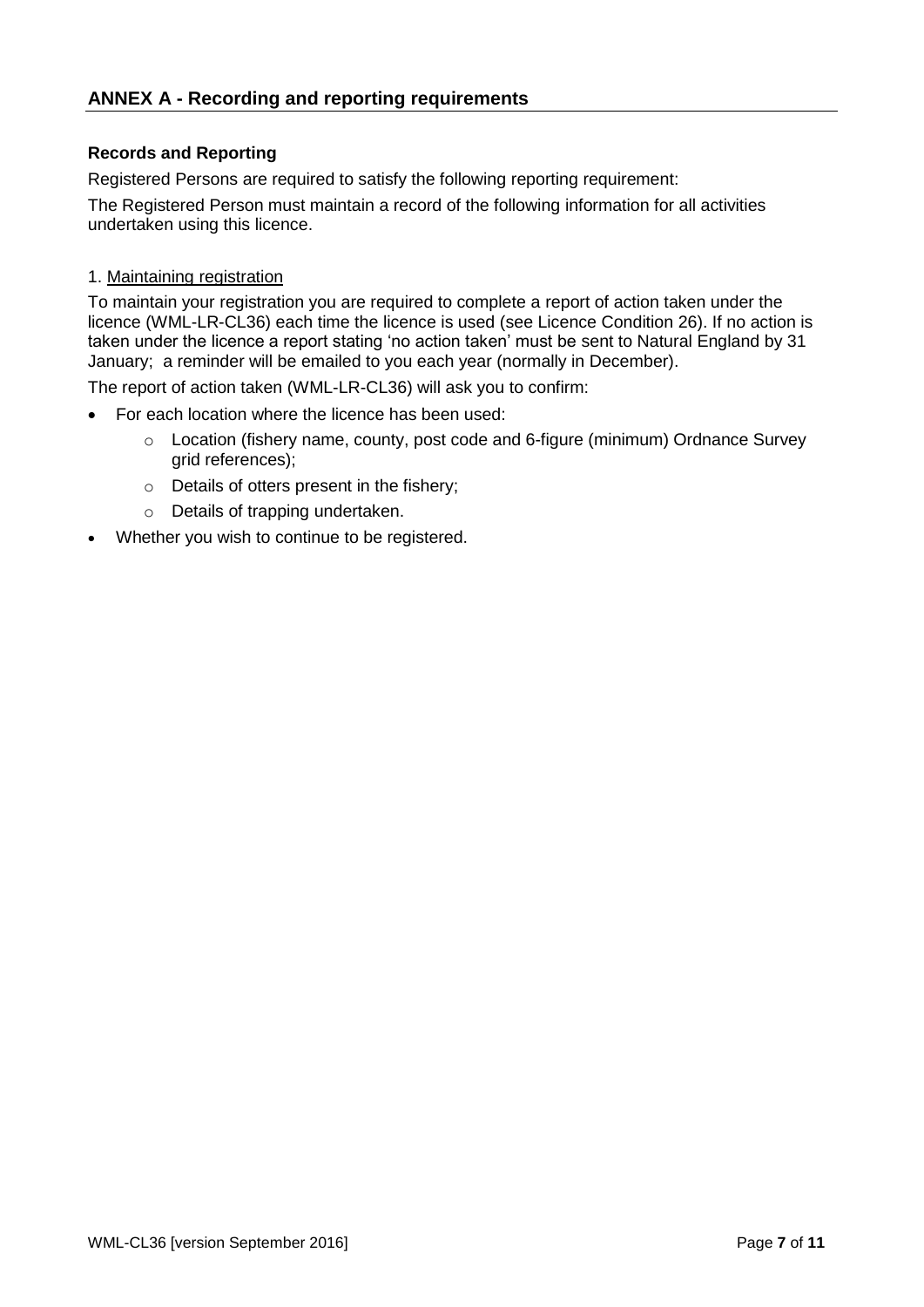## ANNEX A - Recording and reporting requirements

### Records and Reporting

Registered Persons are required to satisfy the following reporting requirement:

The Registered Person must maintain a record of the following information for all activities undertaken using this licence.

1. Maintaining registration

To maintain your registration you are required to complete a report of action taken under the licence (WML-LR-CL36) each time the licence is used (see Licence Condition 26). If no action is taken under the licence a report stating 'no action taken' must be sent to Natural England by 31 January; a reminder will be emailed to you each year (normally in December).

The report of action taken (WML-LR-CL36) will ask you to confirm:

- For each location where the licence has been used:
  - Location (fishery name, county, post code and 6-figure (minimum) Ordnance Survey grid references);
  - Details of otters present in the fishery;
  - Details of trapping undertaken.
- Whether you wish to continue to be registered.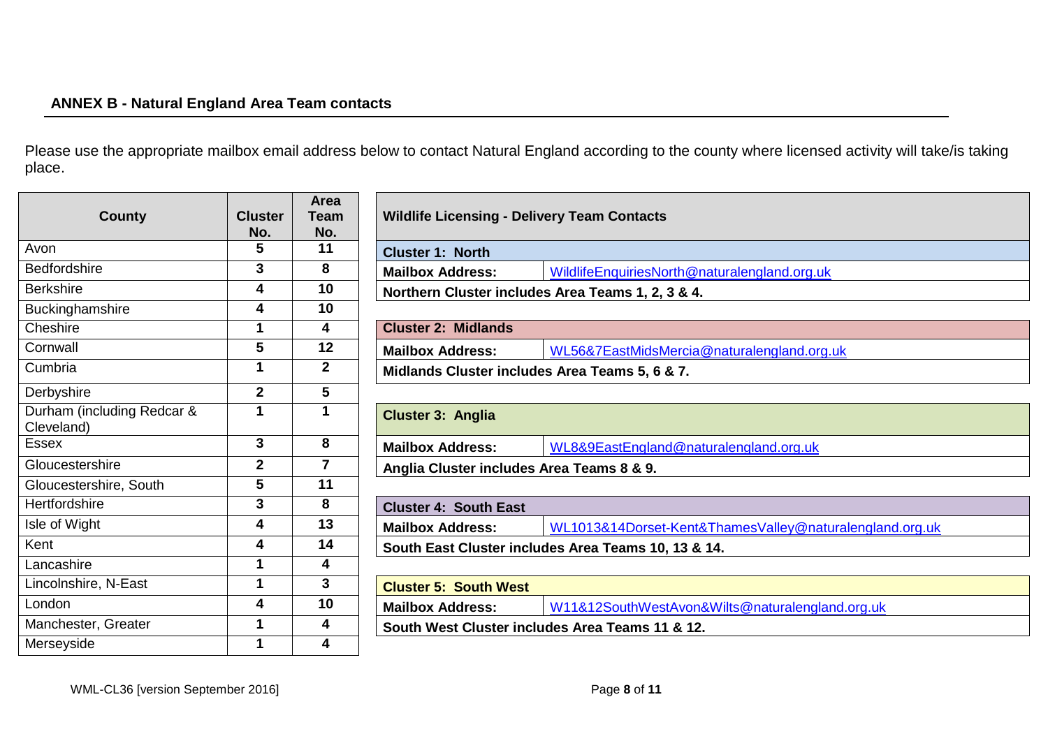## ANNEX B - Natural England Area Team contacts

Please use the appropriate mailbox email address below to contact Natural England according to the county where licensed activity will take/is taking place.

| County | Cluster No. | Area Team No. |
|---|---|---|
| Avon | 5 | 11 |
| Bedfordshire | 3 | 8 |
| Berkshire | 4 | 10 |
| Buckinghamshire | 4 | 10 |
| Cheshire | 1 | 4 |
| Cornwall | 5 | 12 |
| Cumbria | 1 | 2 |
| Derbyshire | 2 | 5 |
| Durham (including Redcar & Cleveland) | 1 | 1 |
| Essex | 3 | 8 |
| Gloucestershire | 2 | 7 |
| Gloucestershire, South | 5 | 11 |
| Hertfordshire | 3 | 8 |
| Isle of Wight | 4 | 13 |
| Kent | 4 | 14 |
| Lancashire | 1 | 4 |
| Lincolnshire, N-East | 1 | 3 |
| London | 4 | 10 |
| Manchester, Greater | 1 | 4 |
| Merseyside | 1 | 4 |

| Wildlife Licensing - Delivery Team Contacts | |
|---|---|
| **Cluster 1: North** | |
| **Mailbox Address:** | WildlifeEnquiriesNorth@naturalengland.org.uk |
| **Northern Cluster includes Area Teams 1, 2, 3 & 4.** | |
| **Cluster 2: Midlands** | |
| **Mailbox Address:** | WL56&7EastMidsMercia@naturalengland.org.uk |
| **Midlands Cluster includes Area Teams 5, 6 & 7.** | |
| **Cluster 3: Anglia** | |
| **Mailbox Address:** | WL8&9EastEngland@naturalengland.org.uk |
| **Anglia Cluster includes Area Teams 8 & 9.** | |
| **Cluster 4: South East** | |
| **Mailbox Address:** | WL1013&14Dorset-Kent&ThamesValley@naturalengland.org.uk |
| **South East Cluster includes Area Teams 10, 13 & 14.** | |
| **Cluster 5: South West** | |
| **Mailbox Address:** | W11&12SouthWestAvon&Wilts@naturalengland.org.uk |
| **South West Cluster includes Area Teams 11 & 12.** | |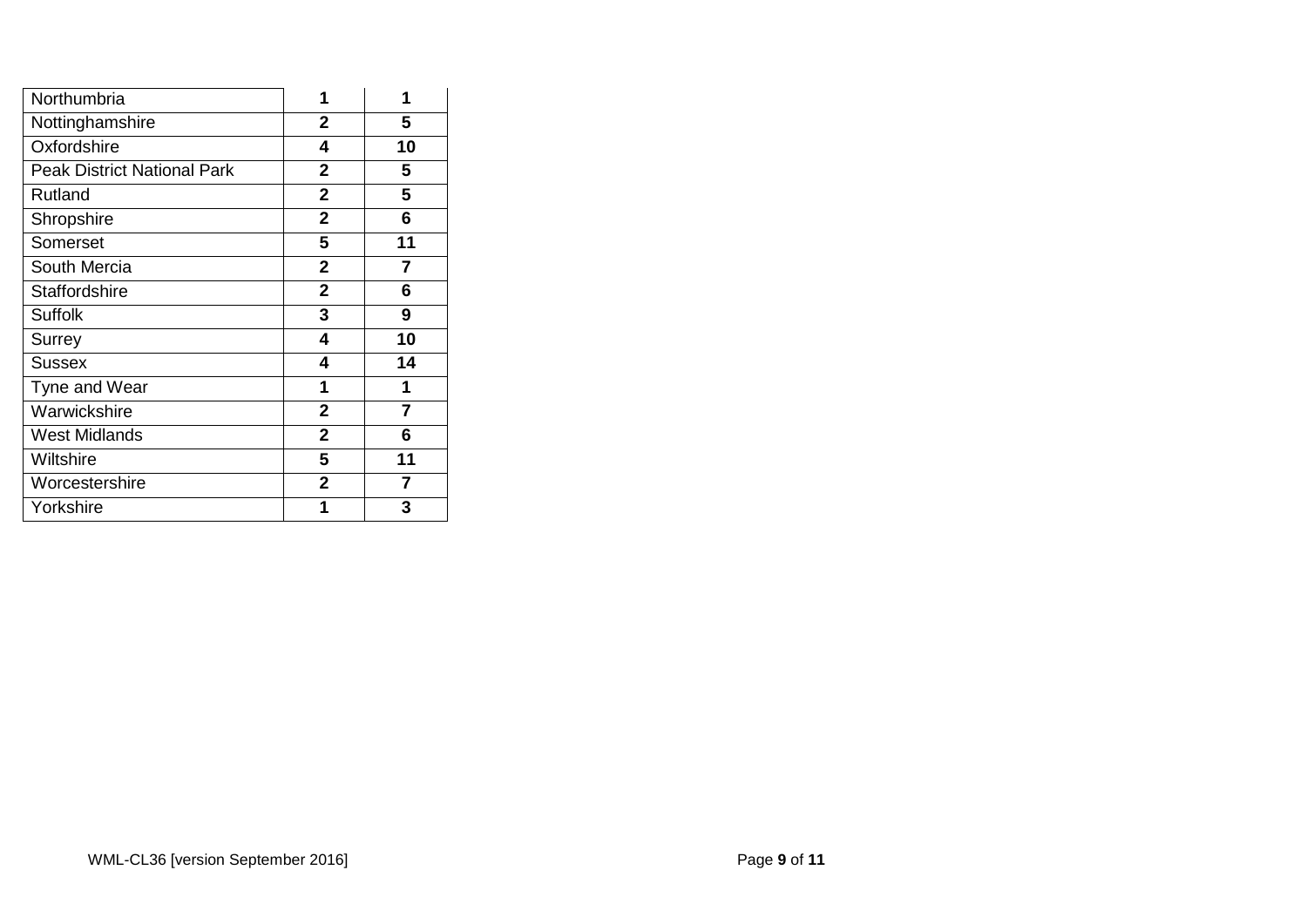| | | |
|---|---|---|
| Northumbria | **1** | **1** |
| Nottinghamshire | **2** | **5** |
| Oxfordshire | **4** | **10** |
| Peak District National Park | **2** | **5** |
| Rutland | **2** | **5** |
| Shropshire | **2** | **6** |
| Somerset | **5** | **11** |
| South Mercia | **2** | **7** |
| Staffordshire | **2** | **6** |
| Suffolk | **3** | **9** |
| Surrey | **4** | **10** |
| Sussex | **4** | **14** |
| Tyne and Wear | **1** | **1** |
| Warwickshire | **2** | **7** |
| West Midlands | **2** | **6** |
| Wiltshire | **5** | **11** |
| Worcestershire | **2** | **7** |
| Yorkshire | **1** | **3** |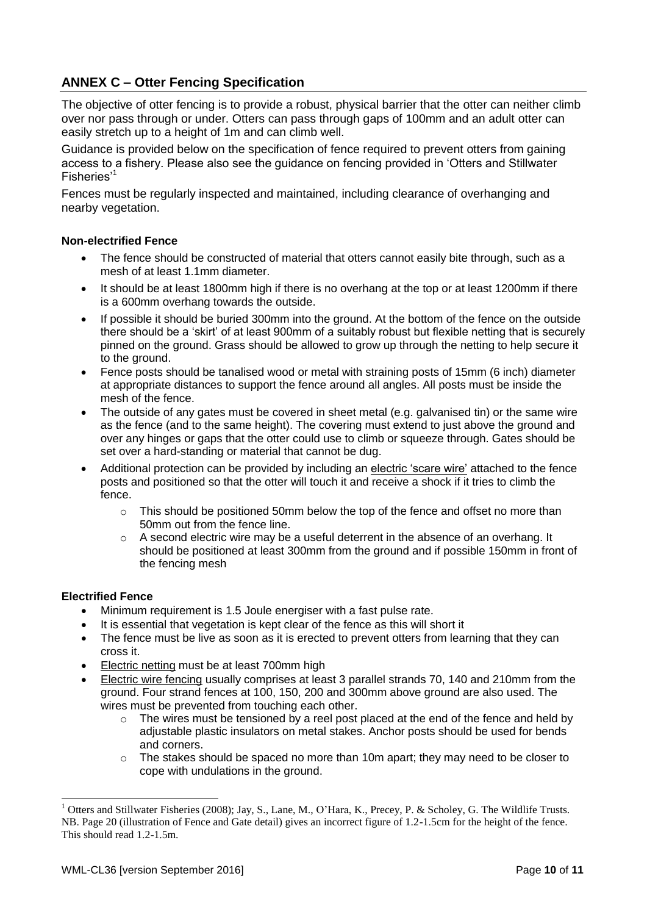## ANNEX C – Otter Fencing Specification

The objective of otter fencing is to provide a robust, physical barrier that the otter can neither climb over nor pass through or under. Otters can pass through gaps of 100mm and an adult otter can easily stretch up to a height of 1m and can climb well.

Guidance is provided below on the specification of fence required to prevent otters from gaining access to a fishery. Please also see the guidance on fencing provided in 'Otters and Stillwater Fisheries'[1]

Fences must be regularly inspected and maintained, including clearance of overhanging and nearby vegetation.

**Non-electrified Fence**

- The fence should be constructed of material that otters cannot easily bite through, such as a mesh of at least 1.1mm diameter.
- It should be at least 1800mm high if there is no overhang at the top or at least 1200mm if there is a 600mm overhang towards the outside.
- If possible it should be buried 300mm into the ground. At the bottom of the fence on the outside there should be a 'skirt' of at least 900mm of a suitably robust but flexible netting that is securely pinned on the ground. Grass should be allowed to grow up through the netting to help secure it to the ground.
- Fence posts should be tanalised wood or metal with straining posts of 15mm (6 inch) diameter at appropriate distances to support the fence around all angles. All posts must be inside the mesh of the fence.
- The outside of any gates must be covered in sheet metal (e.g. galvanised tin) or the same wire as the fence (and to the same height). The covering must extend to just above the ground and over any hinges or gaps that the otter could use to climb or squeeze through. Gates should be set over a hard-standing or material that cannot be dug.
- Additional protection can be provided by including an electric 'scare wire' attached to the fence posts and positioned so that the otter will touch it and receive a shock if it tries to climb the fence.
  - This should be positioned 50mm below the top of the fence and offset no more than 50mm out from the fence line.
  - A second electric wire may be a useful deterrent in the absence of an overhang. It should be positioned at least 300mm from the ground and if possible 150mm in front of the fencing mesh

**Electrified Fence**

- Minimum requirement is 1.5 Joule energiser with a fast pulse rate.
- It is essential that vegetation is kept clear of the fence as this will short it
- The fence must be live as soon as it is erected to prevent otters from learning that they can cross it.
- Electric netting must be at least 700mm high
- Electric wire fencing usually comprises at least 3 parallel strands 70, 140 and 210mm from the ground. Four strand fences at 100, 150, 200 and 300mm above ground are also used. The wires must be prevented from touching each other.
  - The wires must be tensioned by a reel post placed at the end of the fence and held by adjustable plastic insulators on metal stakes. Anchor posts should be used for bends and corners.
  - The stakes should be spaced no more than 10m apart; they may need to be closer to cope with undulations in the ground.

---

[1] Otters and Stillwater Fisheries (2008); Jay, S., Lane, M., O'Hara, K., Precey, P. & Scholey, G. The Wildlife Trusts. NB. Page 20 (illustration of Fence and Gate detail) gives an incorrect figure of 1.2-1.5cm for the height of the fence. This should read 1.2-1.5m.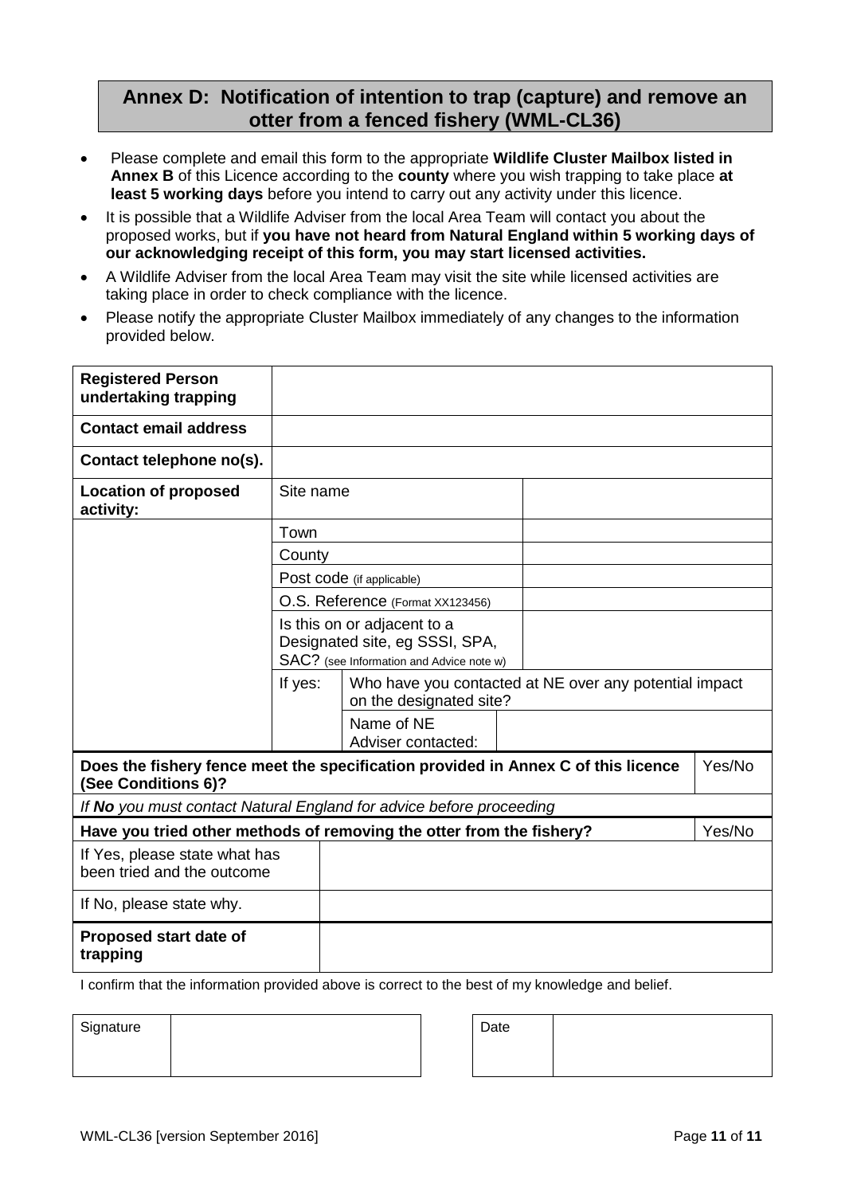## Annex D: Notification of intention to trap (capture) and remove an otter from a fenced fishery (WML-CL36)

- Please complete and email this form to the appropriate **Wildlife Cluster Mailbox listed in Annex B** of this Licence according to the **county** where you wish trapping to take place **at least 5 working days** before you intend to carry out any activity under this licence.
- It is possible that a Wildlife Adviser from the local Area Team will contact you about the proposed works, but if **you have not heard from Natural England within 5 working days of our acknowledging receipt of this form, you may start licensed activities.**
- A Wildlife Adviser from the local Area Team may visit the site while licensed activities are taking place in order to check compliance with the licence.
- Please notify the appropriate Cluster Mailbox immediately of any changes to the information provided below.

| | | | |
|---|---|---|---|
| **Registered Person undertaking trapping** | | | |
| **Contact email address** | | | |
| **Contact telephone no(s).** | | | |
| **Location of proposed activity:** | Site name | | |
| | Town | | |
| | County | | |
| | Post code (if applicable) | | |
| | O.S. Reference (Format XX123456) | | |
| | Is this on or adjacent to a Designated site, eg SSSI, SPA, SAC? (see Information and Advice note w) | | |
| | If yes: | Who have you contacted at NE over any potential impact on the designated site? | |
| | | Name of NE Adviser contacted: | |

| | |
|---|---|
| **Does the fishery fence meet the specification provided in Annex C of this licence (See Conditions 6)?** | Yes/No |
| *If **No** you must contact Natural England for advice before proceeding* | |
| **Have you tried other methods of removing the otter from the fishery?** | Yes/No |
| If Yes, please state what has been tried and the outcome | |
| If No, please state why. | |
| **Proposed start date of trapping** | |

I confirm that the information provided above is correct to the best of my knowledge and belief.

| | | | |
|---|---|---|---|
| Signature | | Date | |

WML-CL36 [version September 2016]